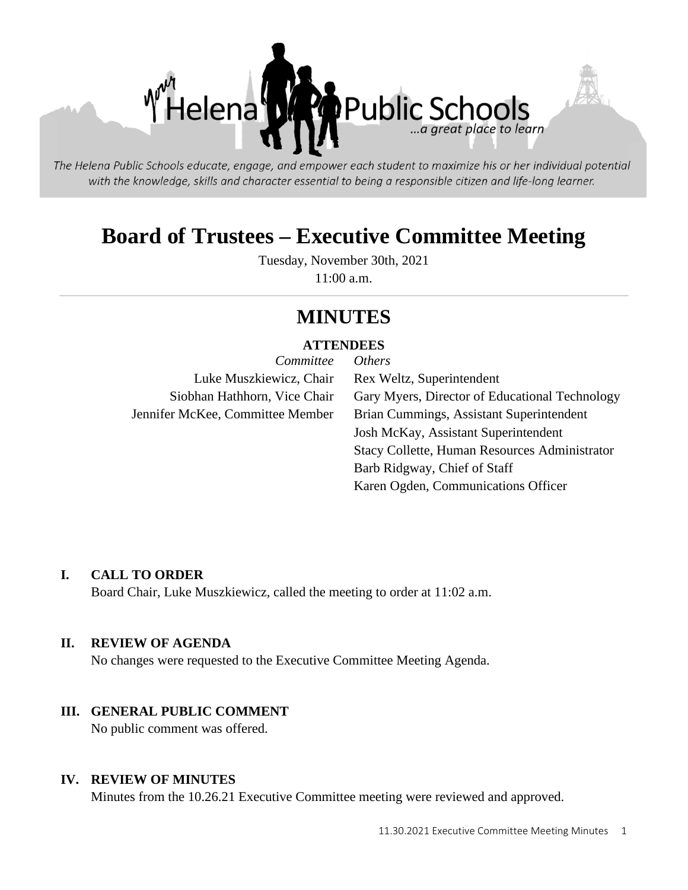Helena Public Schools ...a great place to learn

*The Helena Public Schools educate, engage, and empower each student to maximize his or her individual potential with the knowledge, skills and character essential to being a responsible citizen and life-long learner.*

# Board of Trustees – Executive Committee Meeting

Tuesday, November 30th, 2021
11:00 a.m.

## MINUTES

**ATTENDEES**

| *Committee* | *Others* |
|---|---|
| Luke Muszkiewicz, Chair | Rex Weltz, Superintendent |
| Siobhan Hathhorn, Vice Chair | Gary Myers, Director of Educational Technology |
| Jennifer McKee, Committee Member | Brian Cummings, Assistant Superintendent |
| | Josh McKay, Assistant Superintendent |
| | Stacy Collette, Human Resources Administrator |
| | Barb Ridgway, Chief of Staff |
| | Karen Ogden, Communications Officer |

**I. CALL TO ORDER**

Board Chair, Luke Muszkiewicz, called the meeting to order at 11:02 a.m.

**II. REVIEW OF AGENDA**

No changes were requested to the Executive Committee Meeting Agenda.

**III. GENERAL PUBLIC COMMENT**

No public comment was offered.

**IV. REVIEW OF MINUTES**

Minutes from the 10.26.21 Executive Committee meeting were reviewed and approved.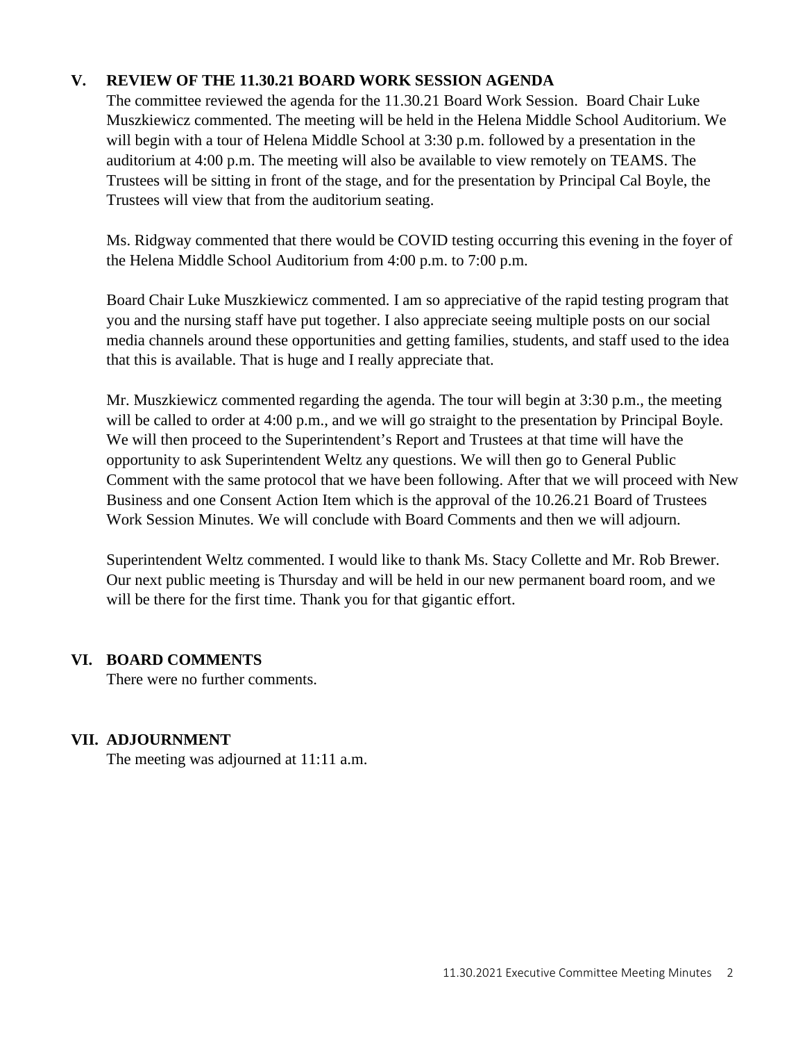## V. REVIEW OF THE 11.30.21 BOARD WORK SESSION AGENDA

The committee reviewed the agenda for the 11.30.21 Board Work Session. Board Chair Luke Muszkiewicz commented. The meeting will be held in the Helena Middle School Auditorium. We will begin with a tour of Helena Middle School at 3:30 p.m. followed by a presentation in the auditorium at 4:00 p.m. The meeting will also be available to view remotely on TEAMS. The Trustees will be sitting in front of the stage, and for the presentation by Principal Cal Boyle, the Trustees will view that from the auditorium seating.

Ms. Ridgway commented that there would be COVID testing occurring this evening in the foyer of the Helena Middle School Auditorium from 4:00 p.m. to 7:00 p.m.

Board Chair Luke Muszkiewicz commented. I am so appreciative of the rapid testing program that you and the nursing staff have put together. I also appreciate seeing multiple posts on our social media channels around these opportunities and getting families, students, and staff used to the idea that this is available. That is huge and I really appreciate that.

Mr. Muszkiewicz commented regarding the agenda. The tour will begin at 3:30 p.m., the meeting will be called to order at 4:00 p.m., and we will go straight to the presentation by Principal Boyle. We will then proceed to the Superintendent's Report and Trustees at that time will have the opportunity to ask Superintendent Weltz any questions. We will then go to General Public Comment with the same protocol that we have been following. After that we will proceed with New Business and one Consent Action Item which is the approval of the 10.26.21 Board of Trustees Work Session Minutes. We will conclude with Board Comments and then we will adjourn.

Superintendent Weltz commented. I would like to thank Ms. Stacy Collette and Mr. Rob Brewer. Our next public meeting is Thursday and will be held in our new permanent board room, and we will be there for the first time. Thank you for that gigantic effort.

## VI. BOARD COMMENTS

There were no further comments.

## VII. ADJOURNMENT

The meeting was adjourned at 11:11 a.m.